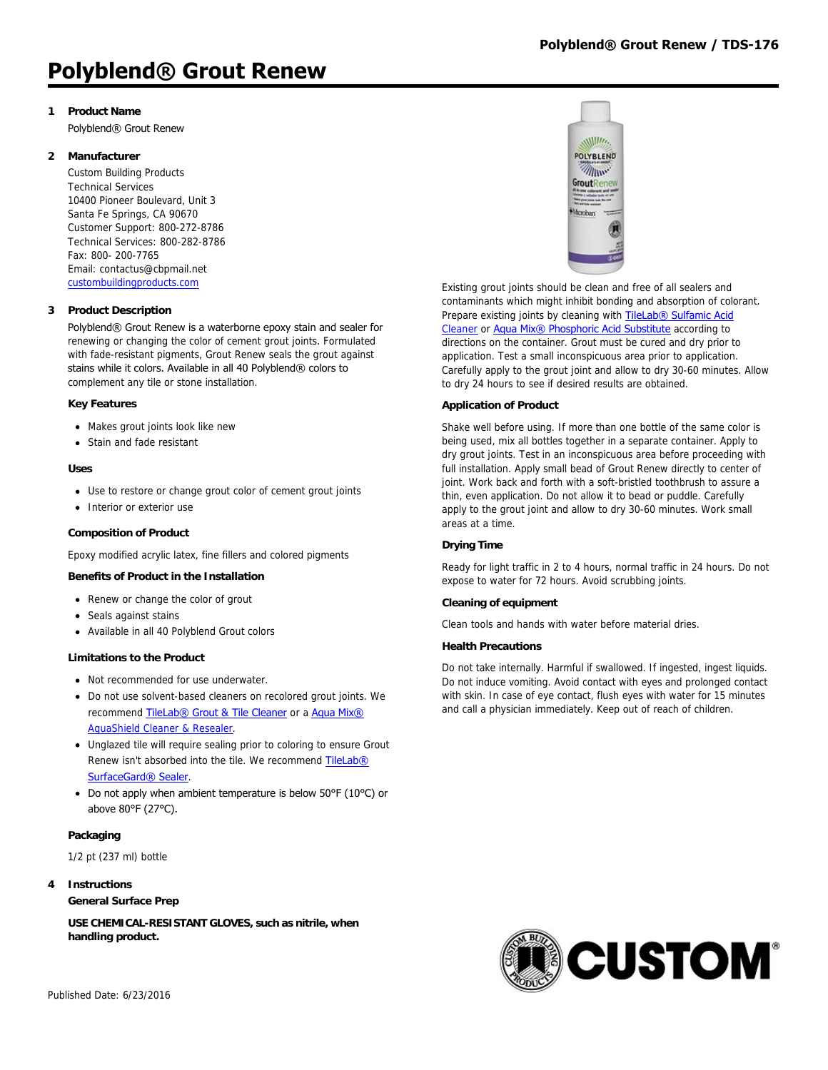# Polyblend® Grout Renew

## 1 Product Name

Polyblend® Grout Renew

## 2 Manufacturer

Custom Building Products
Technical Services
10400 Pioneer Boulevard, Unit 3
Santa Fe Springs, CA 90670
Customer Support: 800-272-8786
Technical Services: 800-282-8786
Fax: 800- 200-7765
Email: contactus@cbpmail.net
custombuildingproducts.com

## 3 Product Description

Polyblend® Grout Renew is a waterborne epoxy stain and sealer for renewing or changing the color of cement grout joints. Formulated with fade-resistant pigments, Grout Renew seals the grout against stains while it colors. Available in all 40 Polyblend® colors to complement any tile or stone installation.

### Key Features

- Makes grout joints look like new
- Stain and fade resistant

### Uses

- Use to restore or change grout color of cement grout joints
- Interior or exterior use

### Composition of Product

Epoxy modified acrylic latex, fine fillers and colored pigments

### Benefits of Product in the Installation

- Renew or change the color of grout
- Seals against stains
- Available in all 40 Polyblend Grout colors

### Limitations to the Product

- Not recommended for use underwater.
- Do not use solvent-based cleaners on recolored grout joints. We recommend TileLab® Grout & Tile Cleaner or a Aqua Mix® AquaShield Cleaner & Resealer.
- Unglazed tile will require sealing prior to coloring to ensure Grout Renew isn't absorbed into the tile. We recommend TileLab® SurfaceGard® Sealer.
- Do not apply when ambient temperature is below 50°F (10°C) or above 80°F (27°C).

### Packaging

1/2 pt (237 ml) bottle

## 4 Instructions

### General Surface Prep

**USE CHEMICAL-RESISTANT GLOVES, such as nitrile, when handling product.**

Existing grout joints should be clean and free of all sealers and contaminants which might inhibit bonding and absorption of colorant. Prepare existing joints by cleaning with TileLab® Sulfamic Acid Cleaner or Aqua Mix® Phosphoric Acid Substitute according to directions on the container. Grout must be cured and dry prior to application. Test a small inconspicuous area prior to application. Carefully apply to the grout joint and allow to dry 30-60 minutes. Allow to dry 24 hours to see if desired results are obtained.

### Application of Product

Shake well before using. If more than one bottle of the same color is being used, mix all bottles together in a separate container. Apply to dry grout joints. Test in an inconspicuous area before proceeding with full installation. Apply small bead of Grout Renew directly to center of joint. Work back and forth with a soft-bristled toothbrush to assure a thin, even application. Do not allow it to bead or puddle. Carefully apply to the grout joint and allow to dry 30-60 minutes. Work small areas at a time.

### Drying Time

Ready for light traffic in 2 to 4 hours, normal traffic in 24 hours. Do not expose to water for 72 hours. Avoid scrubbing joints.

### Cleaning of equipment

Clean tools and hands with water before material dries.

### Health Precautions

Do not take internally. Harmful if swallowed. If ingested, ingest liquids. Do not induce vomiting. Avoid contact with eyes and prolonged contact with skin. In case of eye contact, flush eyes with water for 15 minutes and call a physician immediately. Keep out of reach of children.

Published Date: 6/23/2016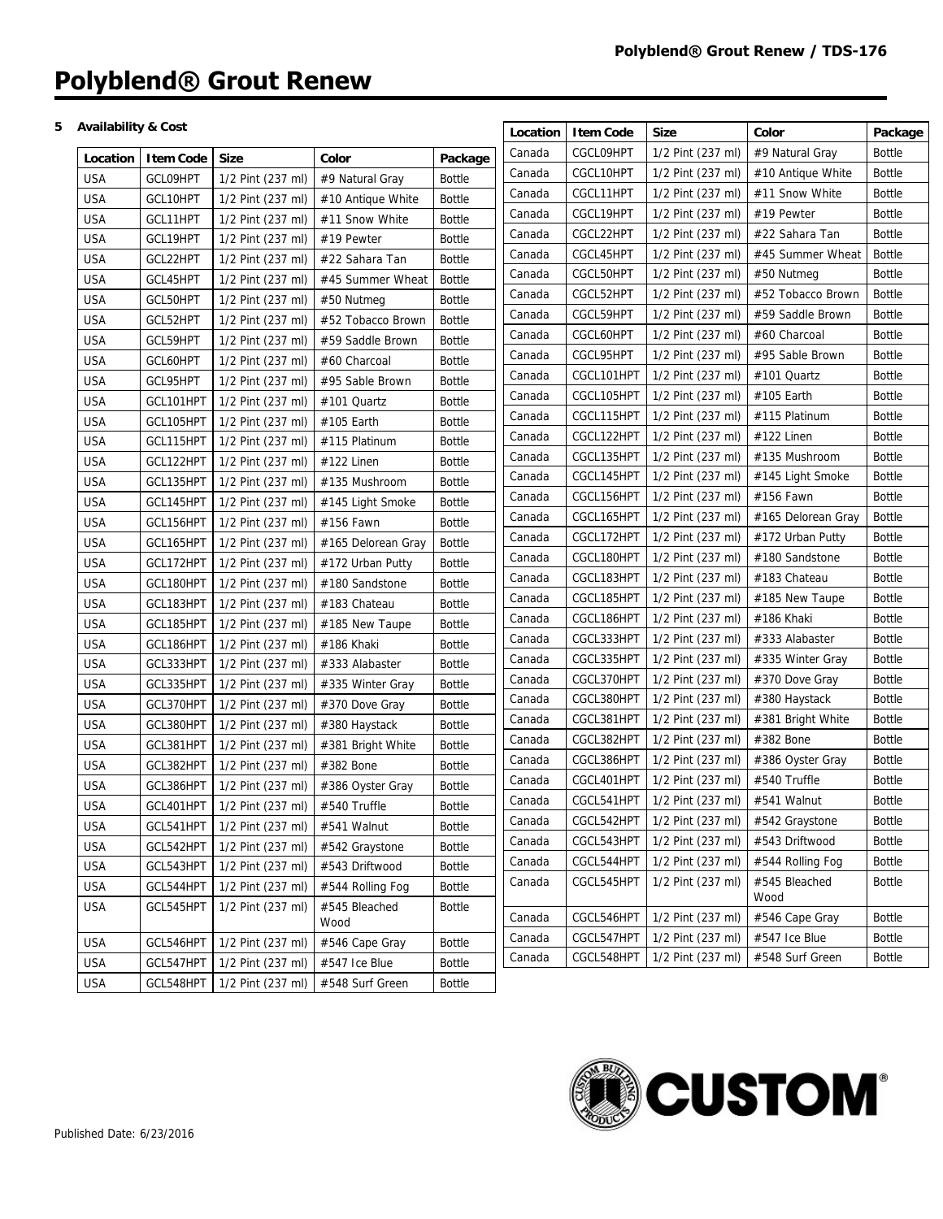# Polyblend® Grout Renew

## 5 Availability & Cost

| Location | Item Code | Size | Color | Package |
|---|---|---|---|---|
| USA | GCL09HPT | 1/2 Pint (237 ml) | #9 Natural Gray | Bottle |
| USA | GCL10HPT | 1/2 Pint (237 ml) | #10 Antique White | Bottle |
| USA | GCL11HPT | 1/2 Pint (237 ml) | #11 Snow White | Bottle |
| USA | GCL19HPT | 1/2 Pint (237 ml) | #19 Pewter | Bottle |
| USA | GCL22HPT | 1/2 Pint (237 ml) | #22 Sahara Tan | Bottle |
| USA | GCL45HPT | 1/2 Pint (237 ml) | #45 Summer Wheat | Bottle |
| USA | GCL50HPT | 1/2 Pint (237 ml) | #50 Nutmeg | Bottle |
| USA | GCL52HPT | 1/2 Pint (237 ml) | #52 Tobacco Brown | Bottle |
| USA | GCL59HPT | 1/2 Pint (237 ml) | #59 Saddle Brown | Bottle |
| USA | GCL60HPT | 1/2 Pint (237 ml) | #60 Charcoal | Bottle |
| USA | GCL95HPT | 1/2 Pint (237 ml) | #95 Sable Brown | Bottle |
| USA | GCL101HPT | 1/2 Pint (237 ml) | #101 Quartz | Bottle |
| USA | GCL105HPT | 1/2 Pint (237 ml) | #105 Earth | Bottle |
| USA | GCL115HPT | 1/2 Pint (237 ml) | #115 Platinum | Bottle |
| USA | GCL122HPT | 1/2 Pint (237 ml) | #122 Linen | Bottle |
| USA | GCL135HPT | 1/2 Pint (237 ml) | #135 Mushroom | Bottle |
| USA | GCL145HPT | 1/2 Pint (237 ml) | #145 Light Smoke | Bottle |
| USA | GCL156HPT | 1/2 Pint (237 ml) | #156 Fawn | Bottle |
| USA | GCL165HPT | 1/2 Pint (237 ml) | #165 Delorean Gray | Bottle |
| USA | GCL172HPT | 1/2 Pint (237 ml) | #172 Urban Putty | Bottle |
| USA | GCL180HPT | 1/2 Pint (237 ml) | #180 Sandstone | Bottle |
| USA | GCL183HPT | 1/2 Pint (237 ml) | #183 Chateau | Bottle |
| USA | GCL185HPT | 1/2 Pint (237 ml) | #185 New Taupe | Bottle |
| USA | GCL186HPT | 1/2 Pint (237 ml) | #186 Khaki | Bottle |
| USA | GCL333HPT | 1/2 Pint (237 ml) | #333 Alabaster | Bottle |
| USA | GCL335HPT | 1/2 Pint (237 ml) | #335 Winter Gray | Bottle |
| USA | GCL370HPT | 1/2 Pint (237 ml) | #370 Dove Gray | Bottle |
| USA | GCL380HPT | 1/2 Pint (237 ml) | #380 Haystack | Bottle |
| USA | GCL381HPT | 1/2 Pint (237 ml) | #381 Bright White | Bottle |
| USA | GCL382HPT | 1/2 Pint (237 ml) | #382 Bone | Bottle |
| USA | GCL386HPT | 1/2 Pint (237 ml) | #386 Oyster Gray | Bottle |
| USA | GCL401HPT | 1/2 Pint (237 ml) | #540 Truffle | Bottle |
| USA | GCL541HPT | 1/2 Pint (237 ml) | #541 Walnut | Bottle |
| USA | GCL542HPT | 1/2 Pint (237 ml) | #542 Graystone | Bottle |
| USA | GCL543HPT | 1/2 Pint (237 ml) | #543 Driftwood | Bottle |
| USA | GCL544HPT | 1/2 Pint (237 ml) | #544 Rolling Fog | Bottle |
| USA | GCL545HPT | 1/2 Pint (237 ml) | #545 Bleached Wood | Bottle |
| USA | GCL546HPT | 1/2 Pint (237 ml) | #546 Cape Gray | Bottle |
| USA | GCL547HPT | 1/2 Pint (237 ml) | #547 Ice Blue | Bottle |
| USA | GCL548HPT | 1/2 Pint (237 ml) | #548 Surf Green | Bottle |

| Location | Item Code | Size | Color | Package |
|---|---|---|---|---|
| Canada | CGCL09HPT | 1/2 Pint (237 ml) | #9 Natural Gray | Bottle |
| Canada | CGCL10HPT | 1/2 Pint (237 ml) | #10 Antique White | Bottle |
| Canada | CGCL11HPT | 1/2 Pint (237 ml) | #11 Snow White | Bottle |
| Canada | CGCL19HPT | 1/2 Pint (237 ml) | #19 Pewter | Bottle |
| Canada | CGCL22HPT | 1/2 Pint (237 ml) | #22 Sahara Tan | Bottle |
| Canada | CGCL45HPT | 1/2 Pint (237 ml) | #45 Summer Wheat | Bottle |
| Canada | CGCL50HPT | 1/2 Pint (237 ml) | #50 Nutmeg | Bottle |
| Canada | CGCL52HPT | 1/2 Pint (237 ml) | #52 Tobacco Brown | Bottle |
| Canada | CGCL59HPT | 1/2 Pint (237 ml) | #59 Saddle Brown | Bottle |
| Canada | CGCL60HPT | 1/2 Pint (237 ml) | #60 Charcoal | Bottle |
| Canada | CGCL95HPT | 1/2 Pint (237 ml) | #95 Sable Brown | Bottle |
| Canada | CGCL101HPT | 1/2 Pint (237 ml) | #101 Quartz | Bottle |
| Canada | CGCL105HPT | 1/2 Pint (237 ml) | #105 Earth | Bottle |
| Canada | CGCL115HPT | 1/2 Pint (237 ml) | #115 Platinum | Bottle |
| Canada | CGCL122HPT | 1/2 Pint (237 ml) | #122 Linen | Bottle |
| Canada | CGCL135HPT | 1/2 Pint (237 ml) | #135 Mushroom | Bottle |
| Canada | CGCL145HPT | 1/2 Pint (237 ml) | #145 Light Smoke | Bottle |
| Canada | CGCL156HPT | 1/2 Pint (237 ml) | #156 Fawn | Bottle |
| Canada | CGCL165HPT | 1/2 Pint (237 ml) | #165 Delorean Gray | Bottle |
| Canada | CGCL172HPT | 1/2 Pint (237 ml) | #172 Urban Putty | Bottle |
| Canada | CGCL180HPT | 1/2 Pint (237 ml) | #180 Sandstone | Bottle |
| Canada | CGCL183HPT | 1/2 Pint (237 ml) | #183 Chateau | Bottle |
| Canada | CGCL185HPT | 1/2 Pint (237 ml) | #185 New Taupe | Bottle |
| Canada | CGCL186HPT | 1/2 Pint (237 ml) | #186 Khaki | Bottle |
| Canada | CGCL333HPT | 1/2 Pint (237 ml) | #333 Alabaster | Bottle |
| Canada | CGCL335HPT | 1/2 Pint (237 ml) | #335 Winter Gray | Bottle |
| Canada | CGCL370HPT | 1/2 Pint (237 ml) | #370 Dove Gray | Bottle |
| Canada | CGCL380HPT | 1/2 Pint (237 ml) | #380 Haystack | Bottle |
| Canada | CGCL381HPT | 1/2 Pint (237 ml) | #381 Bright White | Bottle |
| Canada | CGCL382HPT | 1/2 Pint (237 ml) | #382 Bone | Bottle |
| Canada | CGCL386HPT | 1/2 Pint (237 ml) | #386 Oyster Gray | Bottle |
| Canada | CGCL401HPT | 1/2 Pint (237 ml) | #540 Truffle | Bottle |
| Canada | CGCL541HPT | 1/2 Pint (237 ml) | #541 Walnut | Bottle |
| Canada | CGCL542HPT | 1/2 Pint (237 ml) | #542 Graystone | Bottle |
| Canada | CGCL543HPT | 1/2 Pint (237 ml) | #543 Driftwood | Bottle |
| Canada | CGCL544HPT | 1/2 Pint (237 ml) | #544 Rolling Fog | Bottle |
| Canada | CGCL545HPT | 1/2 Pint (237 ml) | #545 Bleached Wood | Bottle |
| Canada | CGCL546HPT | 1/2 Pint (237 ml) | #546 Cape Gray | Bottle |
| Canada | CGCL547HPT | 1/2 Pint (237 ml) | #547 Ice Blue | Bottle |
| Canada | CGCL548HPT | 1/2 Pint (237 ml) | #548 Surf Green | Bottle |

Published Date: 6/23/2016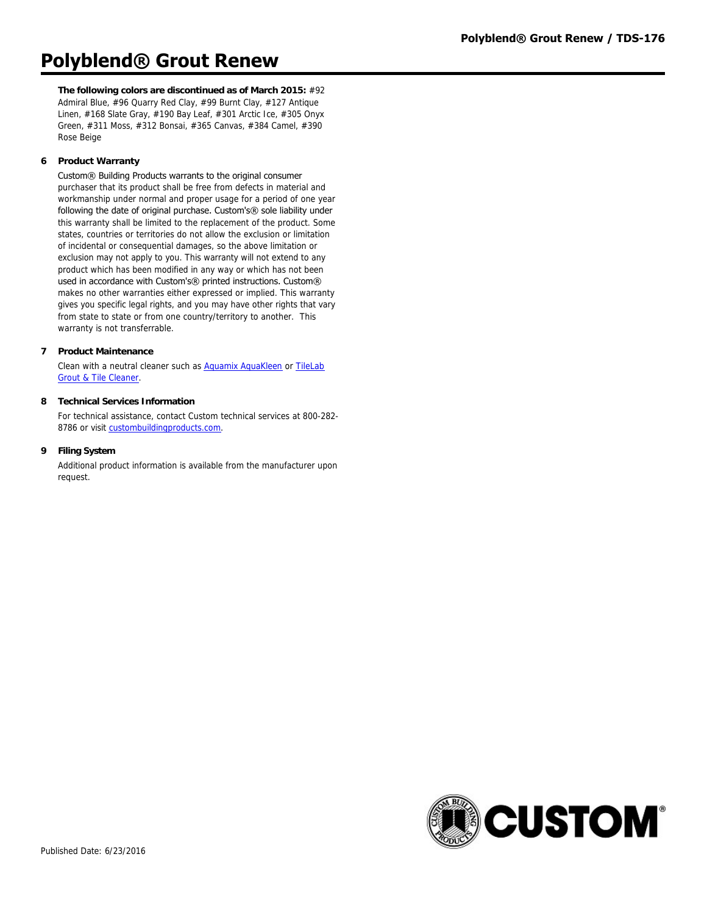# Polyblend® Grout Renew

**The following colors are discontinued as of March 2015:** #92 Admiral Blue, #96 Quarry Red Clay, #99 Burnt Clay, #127 Antique Linen, #168 Slate Gray, #190 Bay Leaf, #301 Arctic Ice, #305 Onyx Green, #311 Moss, #312 Bonsai, #365 Canvas, #384 Camel, #390 Rose Beige

## 6 Product Warranty

Custom® Building Products warrants to the original consumer purchaser that its product shall be free from defects in material and workmanship under normal and proper usage for a period of one year following the date of original purchase. Custom's® sole liability under this warranty shall be limited to the replacement of the product. Some states, countries or territories do not allow the exclusion or limitation of incidental or consequential damages, so the above limitation or exclusion may not apply to you. This warranty will not extend to any product which has been modified in any way or which has not been used in accordance with Custom's® printed instructions. Custom® makes no other warranties either expressed or implied. This warranty gives you specific legal rights, and you may have other rights that vary from state to state or from one country/territory to another. This warranty is not transferrable.

## 7 Product Maintenance

Clean with a neutral cleaner such as Aquamix AquaKleen or TileLab Grout & Tile Cleaner.

## 8 Technical Services Information

For technical assistance, contact Custom technical services at 800-282-8786 or visit custombuildingproducts.com.

## 9 Filing System

Additional product information is available from the manufacturer upon request.

Published Date: 6/23/2016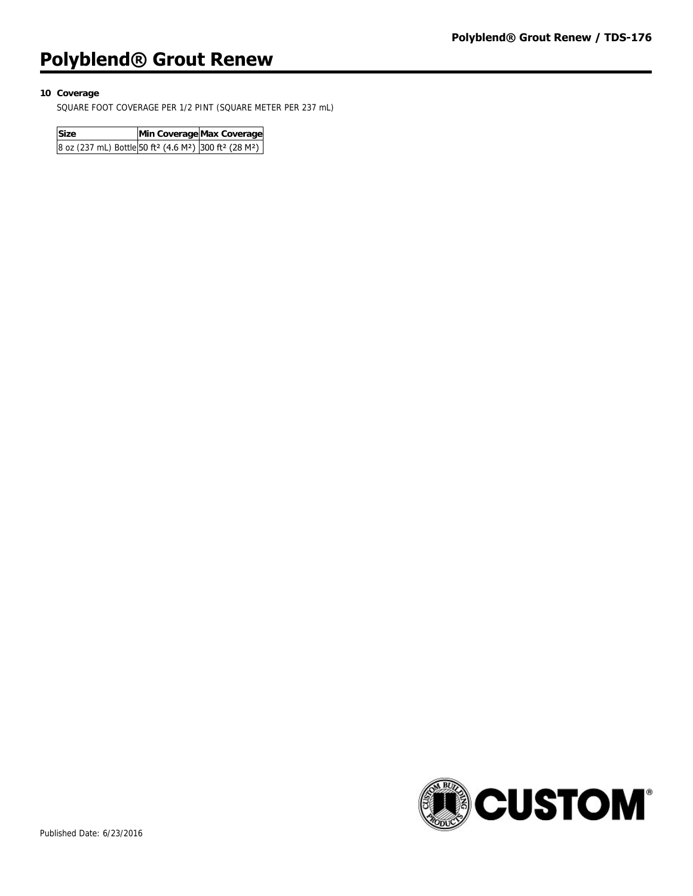# Polyblend® Grout Renew

**10 Coverage**

SQUARE FOOT COVERAGE PER 1/2 PINT (SQUARE METER PER 237 mL)

| Size | Min Coverage | Max Coverage |
|---|---|---|
| 8 oz (237 mL) Bottle | 50 ft² (4.6 M²) | 300 ft² (28 M²) |

Published Date: 6/23/2016